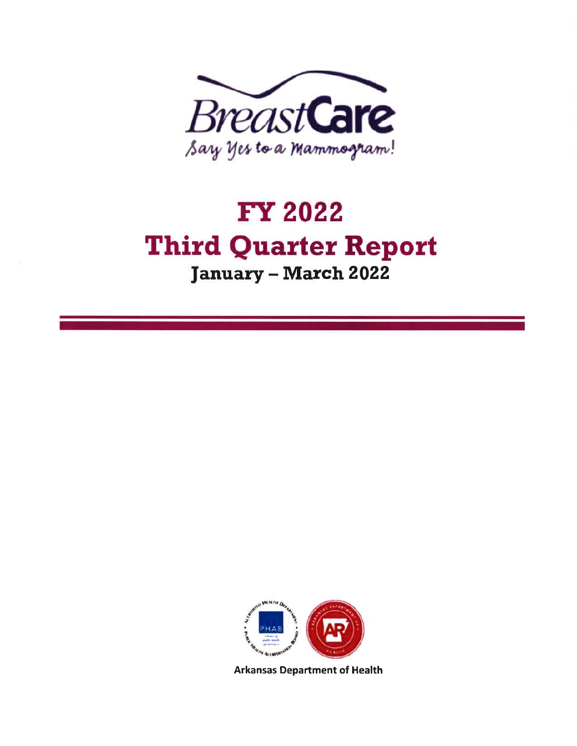BreastCare

Say Yes to a Mammogram!

# FY 2022
# Third Quarter Report
## January – March 2022

Arkansas Department of Health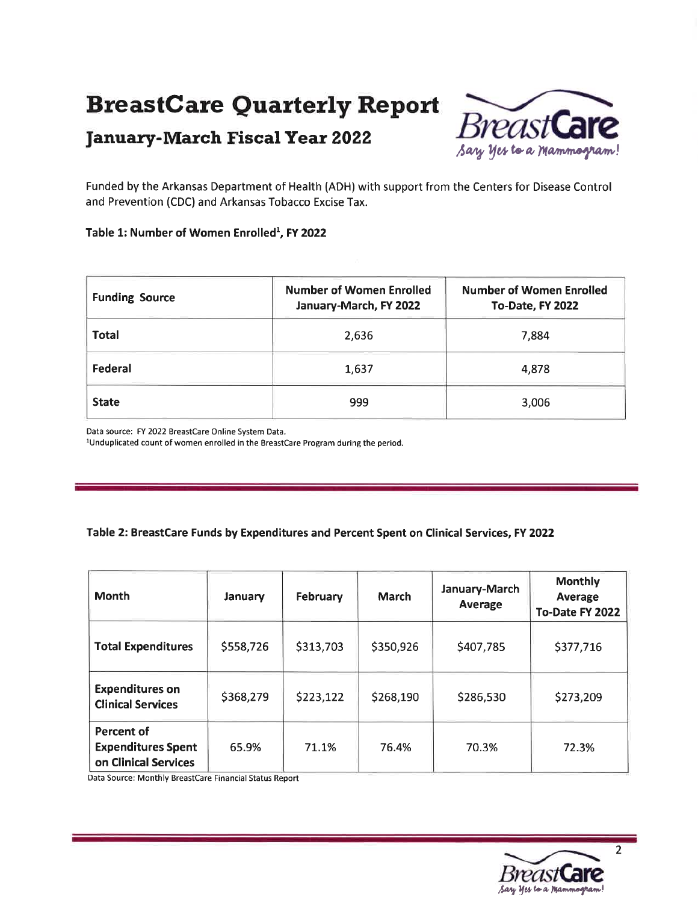# BreastCare Quarterly Report

## January-March Fiscal Year 2022

Funded by the Arkansas Department of Health (ADH) with support from the Centers for Disease Control and Prevention (CDC) and Arkansas Tobacco Excise Tax.

**Table 1: Number of Women Enrolled[1], FY 2022**

| Funding Source | Number of Women Enrolled January-March, FY 2022 | Number of Women Enrolled To-Date, FY 2022 |
|---|---|---|
| **Total** | 2,636 | 7,884 |
| **Federal** | 1,637 | 4,878 |
| **State** | 999 | 3,006 |

Data source: FY 2022 BreastCare Online System Data.
[1]Unduplicated count of women enrolled in the BreastCare Program during the period.

**Table 2: BreastCare Funds by Expenditures and Percent Spent on Clinical Services, FY 2022**

| Month | January | February | March | January-March Average | Monthly Average To-Date FY 2022 |
|---|---|---|---|---|---|
| **Total Expenditures** | $558,726 | $313,703 | $350,926 | $407,785 | $377,716 |
| **Expenditures on Clinical Services** | $368,279 | $223,122 | $268,190 | $286,530 | $273,209 |
| **Percent of Expenditures Spent on Clinical Services** | 65.9% | 71.1% | 76.4% | 70.3% | 72.3% |

Data Source: Monthly BreastCare Financial Status Report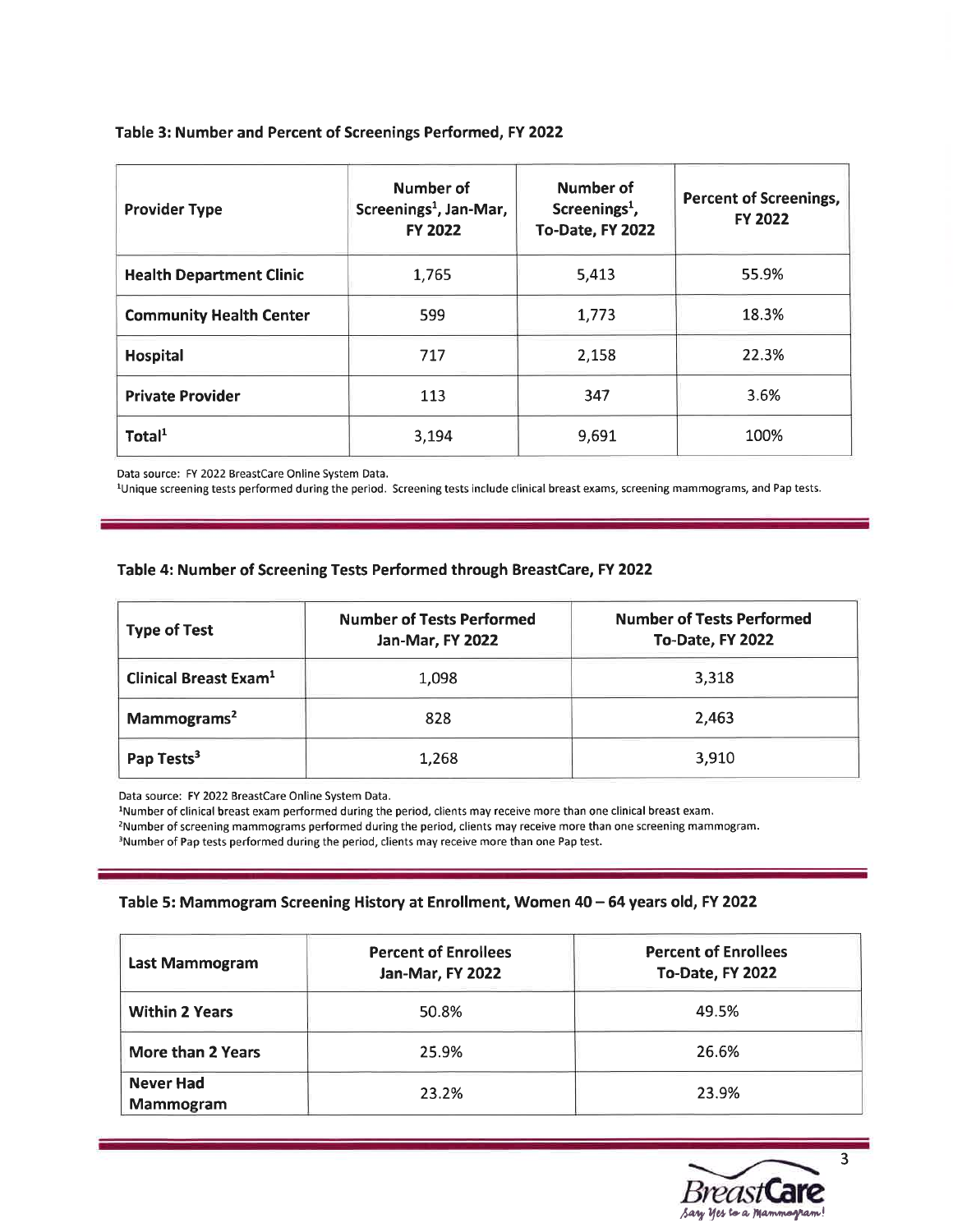**Table 3: Number and Percent of Screenings Performed, FY 2022**

| Provider Type | Number of Screenings[1], Jan-Mar, FY 2022 | Number of Screenings[1], To-Date, FY 2022 | Percent of Screenings, FY 2022 |
|---|---|---|---|
| **Health Department Clinic** | 1,765 | 5,413 | 55.9% |
| **Community Health Center** | 599 | 1,773 | 18.3% |
| **Hospital** | 717 | 2,158 | 22.3% |
| **Private Provider** | 113 | 347 | 3.6% |
| **Total[1]** | 3,194 | 9,691 | 100% |

Data source: FY 2022 BreastCare Online System Data.
[1]Unique screening tests performed during the period. Screening tests include clinical breast exams, screening mammograms, and Pap tests.

**Table 4: Number of Screening Tests Performed through BreastCare, FY 2022**

| Type of Test | Number of Tests Performed Jan-Mar, FY 2022 | Number of Tests Performed To-Date, FY 2022 |
|---|---|---|
| **Clinical Breast Exam[1]** | 1,098 | 3,318 |
| **Mammograms[2]** | 828 | 2,463 |
| **Pap Tests[3]** | 1,268 | 3,910 |

Data source: FY 2022 BreastCare Online System Data.
[1]Number of clinical breast exam performed during the period, clients may receive more than one clinical breast exam.
[2]Number of screening mammograms performed during the period, clients may receive more than one screening mammogram.
[3]Number of Pap tests performed during the period, clients may receive more than one Pap test.

**Table 5: Mammogram Screening History at Enrollment, Women 40 – 64 years old, FY 2022**

| Last Mammogram | Percent of Enrollees Jan-Mar, FY 2022 | Percent of Enrollees To-Date, FY 2022 |
|---|---|---|
| **Within 2 Years** | 50.8% | 49.5% |
| **More than 2 Years** | 25.9% | 26.6% |
| **Never Had Mammogram** | 23.2% | 23.9% |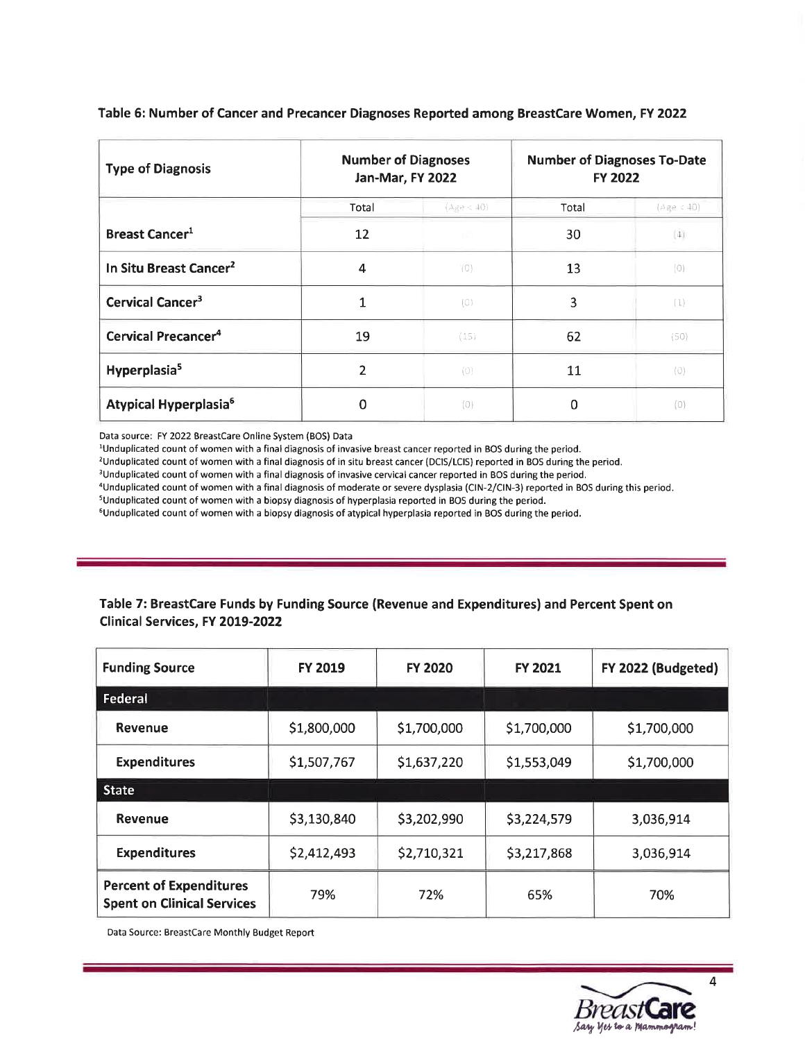**Table 6: Number of Cancer and Precancer Diagnoses Reported among BreastCare Women, FY 2022**

| Type of Diagnosis | Number of Diagnoses Jan-Mar, FY 2022 | | Number of Diagnoses To-Date FY 2022 | |
|---|---|---|---|---|
| | Total | (Age < 40) | Total | (Age < 40) |
| **Breast Cancer**[1] | 12 | (1) | 30 | (4) |
| **In Situ Breast Cancer**[2] | 4 | (0) | 13 | (0) |
| **Cervical Cancer**[3] | 1 | (0) | 3 | (1) |
| **Cervical Precancer**[4] | 19 | (15) | 62 | (50) |
| **Hyperplasia**[5] | 2 | (0) | 11 | (0) |
| **Atypical Hyperplasia**[6] | 0 | (0) | 0 | (0) |

Data source: FY 2022 BreastCare Online System (BOS) Data

[1]Unduplicated count of women with a final diagnosis of invasive breast cancer reported in BOS during the period.
[2]Unduplicated count of women with a final diagnosis of in situ breast cancer (DCIS/LCIS) reported in BOS during the period.
[3]Unduplicated count of women with a final diagnosis of invasive cervical cancer reported in BOS during the period.
[4]Unduplicated count of women with a final diagnosis of moderate or severe dysplasia (CIN-2/CIN-3) reported in BOS during this period.
[5]Unduplicated count of women with a biopsy diagnosis of hyperplasia reported in BOS during the period.
[6]Unduplicated count of women with a biopsy diagnosis of atypical hyperplasia reported in BOS during the period.

**Table 7: BreastCare Funds by Funding Source (Revenue and Expenditures) and Percent Spent on Clinical Services, FY 2019-2022**

| Funding Source | FY 2019 | FY 2020 | FY 2021 | FY 2022 (Budgeted) |
|---|---|---|---|---|
| **Federal** | | | | |
| **Revenue** | $1,800,000 | $1,700,000 | $1,700,000 | $1,700,000 |
| **Expenditures** | $1,507,767 | $1,637,220 | $1,553,049 | $1,700,000 |
| **State** | | | | |
| **Revenue** | $3,130,840 | $3,202,990 | $3,224,579 | 3,036,914 |
| **Expenditures** | $2,412,493 | $2,710,321 | $3,217,868 | 3,036,914 |
| **Percent of Expenditures Spent on Clinical Services** | 79% | 72% | 65% | 70% |

Data Source: BreastCare Monthly Budget Report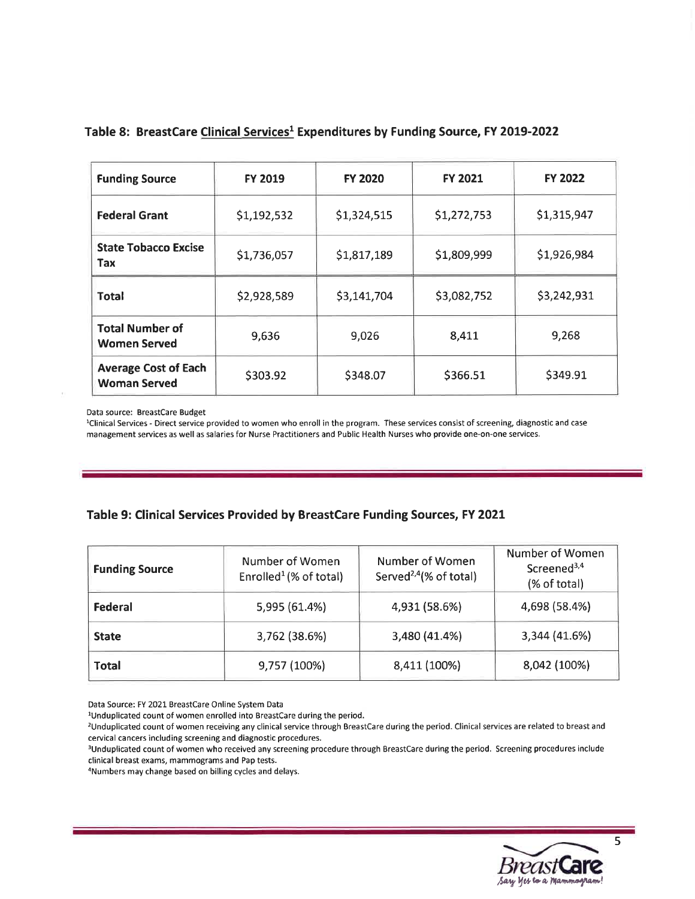### Table 8: BreastCare Clinical Services[1] Expenditures by Funding Source, FY 2019-2022

| Funding Source | FY 2019 | FY 2020 | FY 2021 | FY 2022 |
|---|---|---|---|---|
| **Federal Grant** | $1,192,532 | $1,324,515 | $1,272,753 | $1,315,947 |
| **State Tobacco Excise Tax** | $1,736,057 | $1,817,189 | $1,809,999 | $1,926,984 |
| **Total** | $2,928,589 | $3,141,704 | $3,082,752 | $3,242,931 |
| **Total Number of Women Served** | 9,636 | 9,026 | 8,411 | 9,268 |
| **Average Cost of Each Woman Served** | $303.92 | $348.07 | $366.51 | $349.91 |

Data source: BreastCare Budget

[1]Clinical Services - Direct service provided to women who enroll in the program. These services consist of screening, diagnostic and case management services as well as salaries for Nurse Practitioners and Public Health Nurses who provide one-on-one services.

### Table 9: Clinical Services Provided by BreastCare Funding Sources, FY 2021

| Funding Source | Number of Women Enrolled[1] (% of total) | Number of Women Served[2,4] (% of total) | Number of Women Screened[3,4] (% of total) |
|---|---|---|---|
| **Federal** | 5,995 (61.4%) | 4,931 (58.6%) | 4,698 (58.4%) |
| **State** | 3,762 (38.6%) | 3,480 (41.4%) | 3,344 (41.6%) |
| **Total** | 9,757 (100%) | 8,411 (100%) | 8,042 (100%) |

Data Source: FY 2021 BreastCare Online System Data

[1]Unduplicated count of women enrolled into BreastCare during the period.

[2]Unduplicated count of women receiving any clinical service through BreastCare during the period. Clinical services are related to breast and cervical cancers including screening and diagnostic procedures.

[3]Unduplicated count of women who received any screening procedure through BreastCare during the period. Screening procedures include clinical breast exams, mammograms and Pap tests.

[4]Numbers may change based on billing cycles and delays.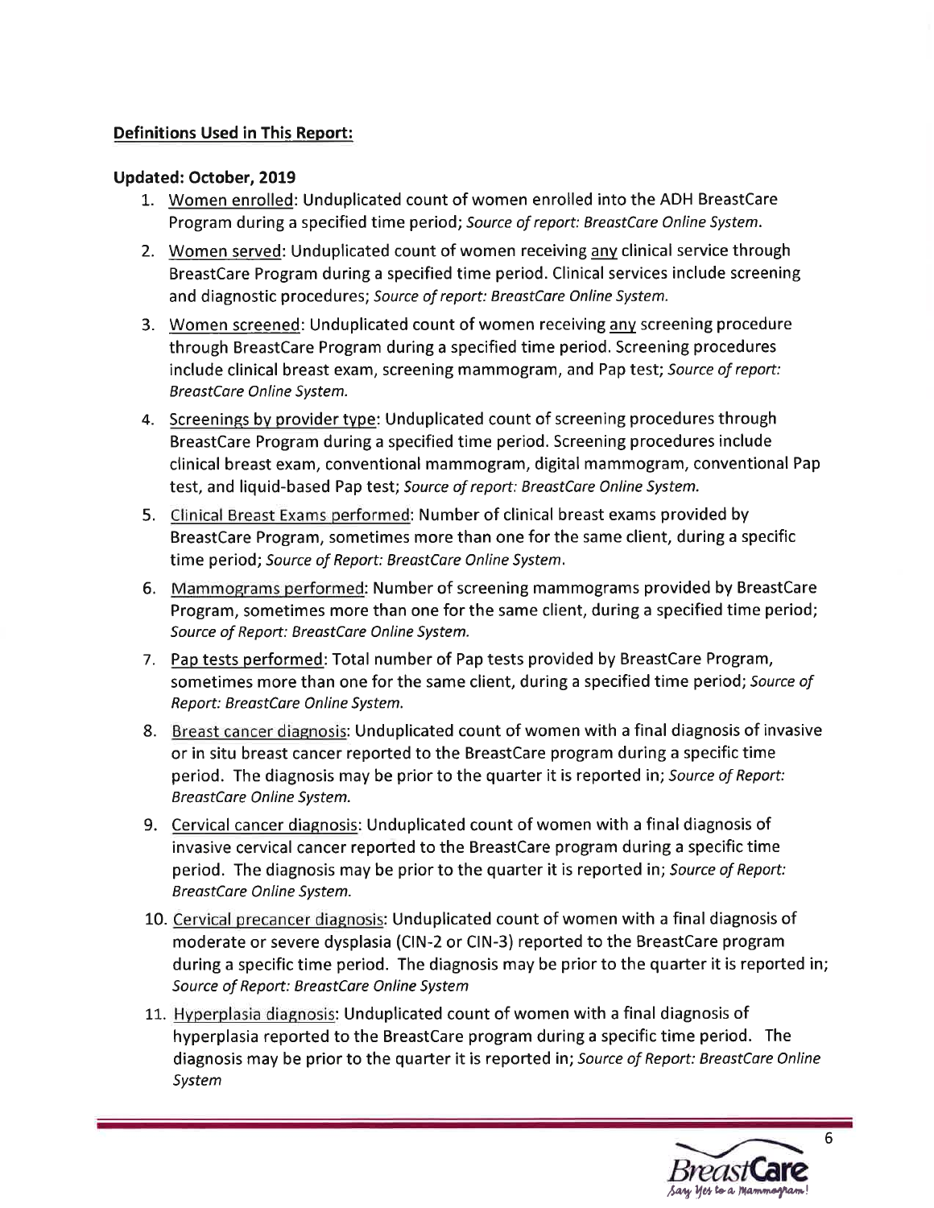**Definitions Used in This Report:**

**Updated: October, 2019**

1. Women enrolled: Unduplicated count of women enrolled into the ADH BreastCare Program during a specified time period; *Source of report: BreastCare Online System.*
2. Women served: Unduplicated count of women receiving any clinical service through BreastCare Program during a specified time period. Clinical services include screening and diagnostic procedures; *Source of report: BreastCare Online System.*
3. Women screened: Unduplicated count of women receiving any screening procedure through BreastCare Program during a specified time period. Screening procedures include clinical breast exam, screening mammogram, and Pap test; *Source of report: BreastCare Online System.*
4. Screenings by provider type: Unduplicated count of screening procedures through BreastCare Program during a specified time period. Screening procedures include clinical breast exam, conventional mammogram, digital mammogram, conventional Pap test, and liquid-based Pap test; *Source of report: BreastCare Online System.*
5. Clinical Breast Exams performed: Number of clinical breast exams provided by BreastCare Program, sometimes more than one for the same client, during a specific time period; *Source of Report: BreastCare Online System.*
6. Mammograms performed: Number of screening mammograms provided by BreastCare Program, sometimes more than one for the same client, during a specified time period; *Source of Report: BreastCare Online System.*
7. Pap tests performed: Total number of Pap tests provided by BreastCare Program, sometimes more than one for the same client, during a specified time period; *Source of Report: BreastCare Online System.*
8. Breast cancer diagnosis: Unduplicated count of women with a final diagnosis of invasive or in situ breast cancer reported to the BreastCare program during a specific time period. The diagnosis may be prior to the quarter it is reported in; *Source of Report: BreastCare Online System.*
9. Cervical cancer diagnosis: Unduplicated count of women with a final diagnosis of invasive cervical cancer reported to the BreastCare program during a specific time period. The diagnosis may be prior to the quarter it is reported in; *Source of Report: BreastCare Online System.*
10. Cervical precancer diagnosis: Unduplicated count of women with a final diagnosis of moderate or severe dysplasia (CIN-2 or CIN-3) reported to the BreastCare program during a specific time period. The diagnosis may be prior to the quarter it is reported in; *Source of Report: BreastCare Online System*
11. Hyperplasia diagnosis: Unduplicated count of women with a final diagnosis of hyperplasia reported to the BreastCare program during a specific time period. The diagnosis may be prior to the quarter it is reported in; *Source of Report: BreastCare Online System*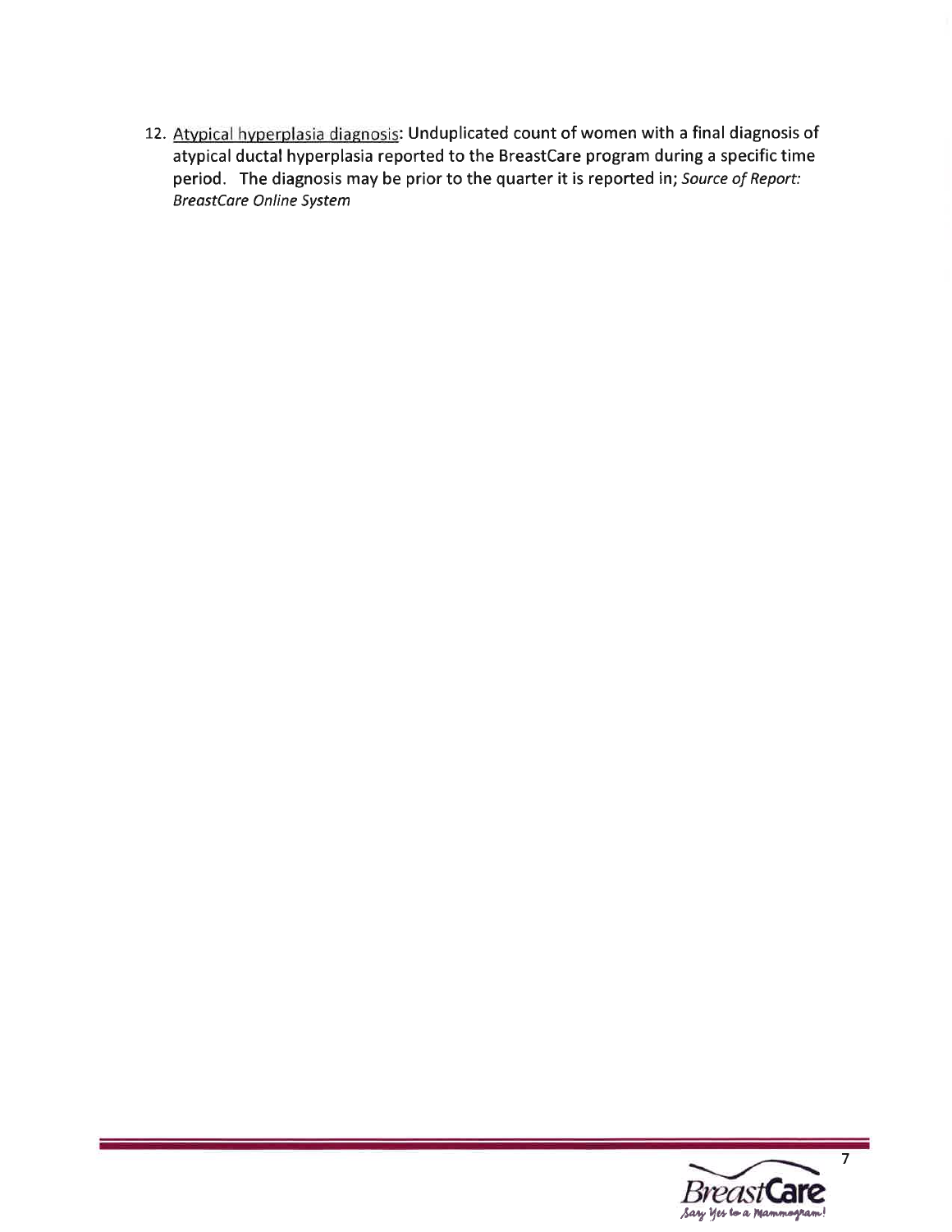12. Atypical hyperplasia diagnosis: Unduplicated count of women with a final diagnosis of atypical ductal hyperplasia reported to the BreastCare program during a specific time period. The diagnosis may be prior to the quarter it is reported in; *Source of Report: BreastCare Online System*